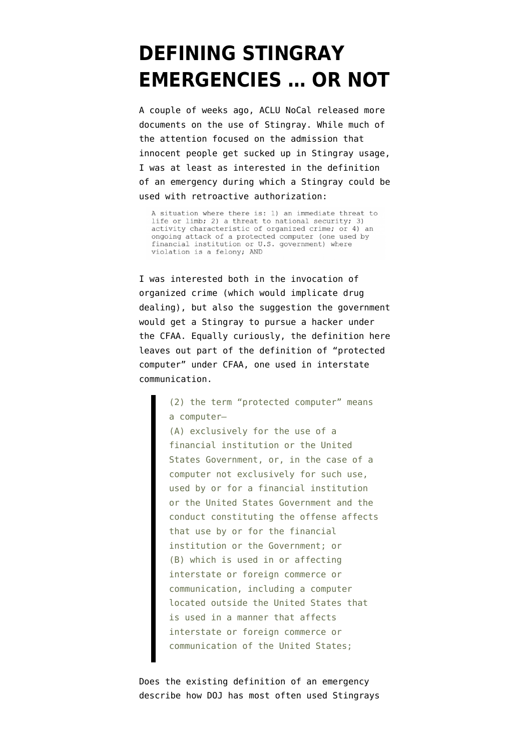# DEFINING STINGRAY EMERGENCIES … OR NOT

A couple of weeks ago, ACLU NoCal released more documents on the use of Stingray. While much of the attention focused on the admission that innocent people get sucked up in Stingray usage, I was at least as interested in the definition of an emergency during which a Stingray could be used with retroactive authorization:

> A situation where there is: 1) an immediate threat to life or limb; 2) a threat to national security; 3) activity characteristic of organized crime; or 4) an ongoing attack of a protected computer (one used by financial institution or U.S. government) where violation is a felony; AND

I was interested both in the invocation of organized crime (which would implicate drug dealing), but also the suggestion the government would get a Stingray to pursue a hacker under the CFAA. Equally curiously, the definition here leaves out part of the definition of "protected computer" under CFAA, one used in interstate communication.

> (2) the term "protected computer" means a computer—
> (A) exclusively for the use of a financial institution or the United States Government, or, in the case of a computer not exclusively for such use, used by or for a financial institution or the United States Government and the conduct constituting the offense affects that use by or for the financial institution or the Government; or
> (B) which is used in or affecting interstate or foreign commerce or communication, including a computer located outside the United States that is used in a manner that affects interstate or foreign commerce or communication of the United States;

Does the existing definition of an emergency describe how DOJ has most often used Stingrays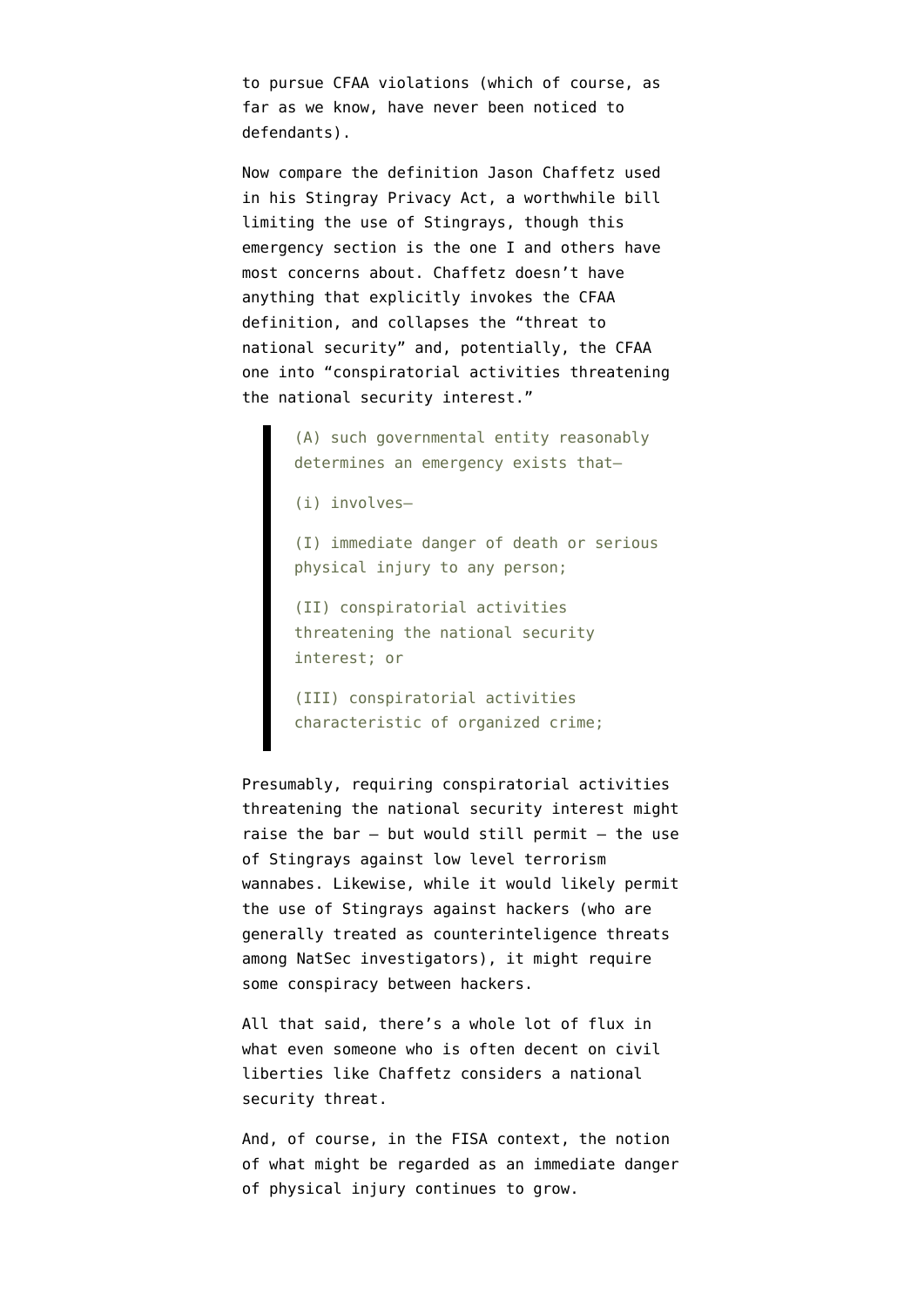to pursue CFAA violations (which of course, as far as we know, have never been noticed to defendants).

Now compare the definition Jason Chaffetz used in his Stingray Privacy Act, a worthwhile bill limiting the use of Stingrays, though this emergency section is the one I and others have most concerns about. Chaffetz doesn't have anything that explicitly invokes the CFAA definition, and collapses the "threat to national security" and, potentially, the CFAA one into "conspiratorial activities threatening the national security interest."

> (A) such governmental entity reasonably determines an emergency exists that—
>
> (i) involves—
>
> (I) immediate danger of death or serious physical injury to any person;
>
> (II) conspiratorial activities threatening the national security interest; or
>
> (III) conspiratorial activities characteristic of organized crime;

Presumably, requiring conspiratorial activities threatening the national security interest might raise the bar — but would still permit — the use of Stingrays against low level terrorism wannabes. Likewise, while it would likely permit the use of Stingrays against hackers (who are generally treated as counterinteligence threats among NatSec investigators), it might require some conspiracy between hackers.

All that said, there's a whole lot of flux in what even someone who is often decent on civil liberties like Chaffetz considers a national security threat.

And, of course, in the FISA context, the notion of what might be regarded as an immediate danger of physical injury continues to grow.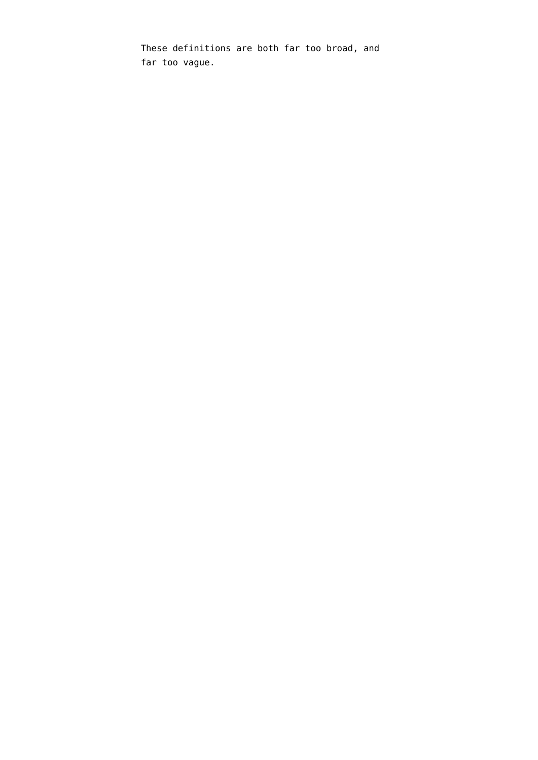These definitions are both far too broad, and far too vague.